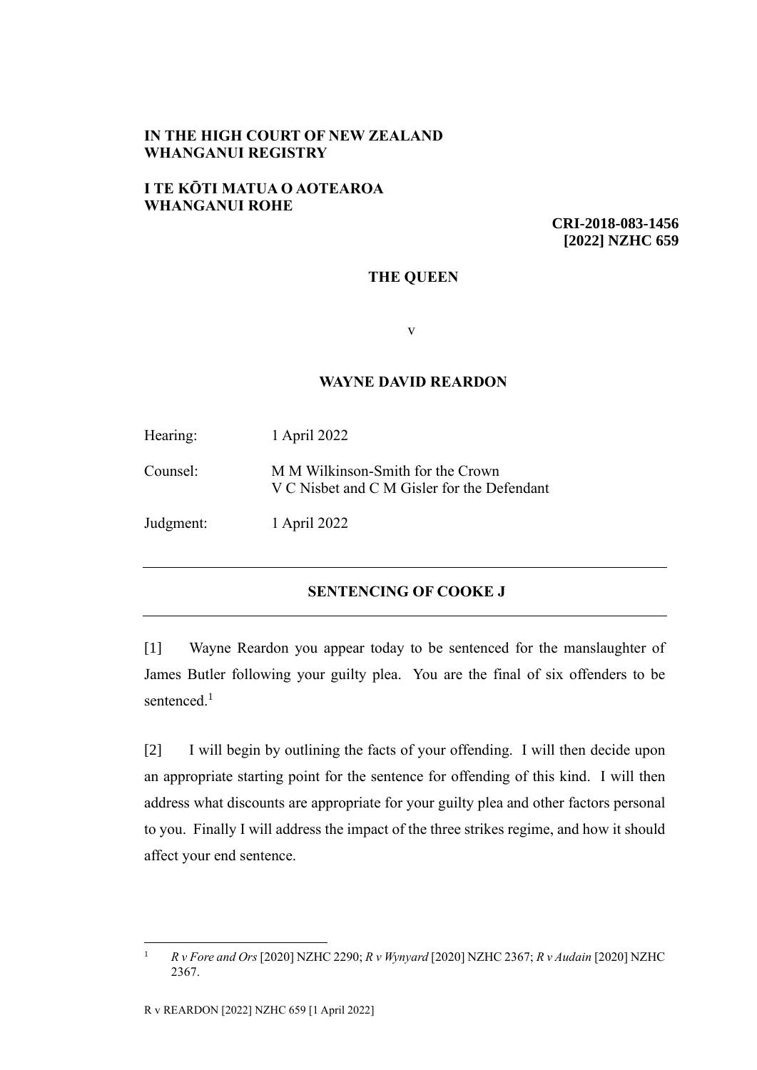**IN THE HIGH COURT OF NEW ZEALAND**
**WHANGANUI REGISTRY**

**I TE KŌTI MATUA O AOTEAROA**
**WHANGANUI ROHE**

**CRI-2018-083-1456**
**[2022] NZHC 659**

**THE QUEEN**

v

**WAYNE DAVID REARDON**

| | |
|---|---|
| Hearing: | 1 April 2022 |
| Counsel: | M M Wilkinson-Smith for the Crown<br>V C Nisbet and C M Gisler for the Defendant |
| Judgment: | 1 April 2022 |

---

**SENTENCING OF COOKE J**

---

[1] Wayne Reardon you appear today to be sentenced for the manslaughter of James Butler following your guilty plea. You are the final of six offenders to be sentenced.[1]

[2] I will begin by outlining the facts of your offending. I will then decide upon an appropriate starting point for the sentence for offending of this kind. I will then address what discounts are appropriate for your guilty plea and other factors personal to you. Finally I will address the impact of the three strikes regime, and how it should affect your end sentence.

---

[1] *R v Fore and Ors* [2020] NZHC 2290; *R v Wynyard* [2020] NZHC 2367; *R v Audain* [2020] NZHC 2367.

R v REARDON [2022] NZHC 659 [1 April 2022]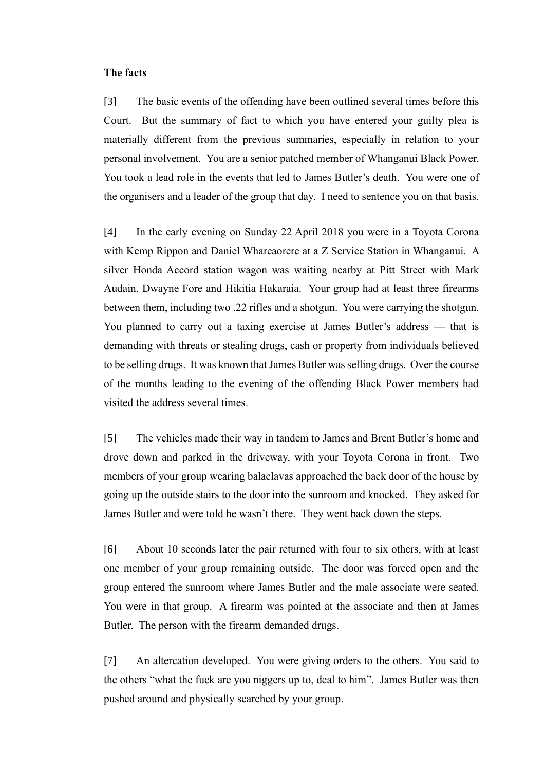**The facts**

[3] The basic events of the offending have been outlined several times before this Court. But the summary of fact to which you have entered your guilty plea is materially different from the previous summaries, especially in relation to your personal involvement. You are a senior patched member of Whanganui Black Power. You took a lead role in the events that led to James Butler's death. You were one of the organisers and a leader of the group that day. I need to sentence you on that basis.

[4] In the early evening on Sunday 22 April 2018 you were in a Toyota Corona with Kemp Rippon and Daniel Whareaorere at a Z Service Station in Whanganui. A silver Honda Accord station wagon was waiting nearby at Pitt Street with Mark Audain, Dwayne Fore and Hikitia Hakaraia. Your group had at least three firearms between them, including two .22 rifles and a shotgun. You were carrying the shotgun. You planned to carry out a taxing exercise at James Butler's address — that is demanding with threats or stealing drugs, cash or property from individuals believed to be selling drugs. It was known that James Butler was selling drugs. Over the course of the months leading to the evening of the offending Black Power members had visited the address several times.

[5] The vehicles made their way in tandem to James and Brent Butler's home and drove down and parked in the driveway, with your Toyota Corona in front. Two members of your group wearing balaclavas approached the back door of the house by going up the outside stairs to the door into the sunroom and knocked. They asked for James Butler and were told he wasn't there. They went back down the steps.

[6] About 10 seconds later the pair returned with four to six others, with at least one member of your group remaining outside. The door was forced open and the group entered the sunroom where James Butler and the male associate were seated. You were in that group. A firearm was pointed at the associate and then at James Butler. The person with the firearm demanded drugs.

[7] An altercation developed. You were giving orders to the others. You said to the others "what the fuck are you niggers up to, deal to him". James Butler was then pushed around and physically searched by your group.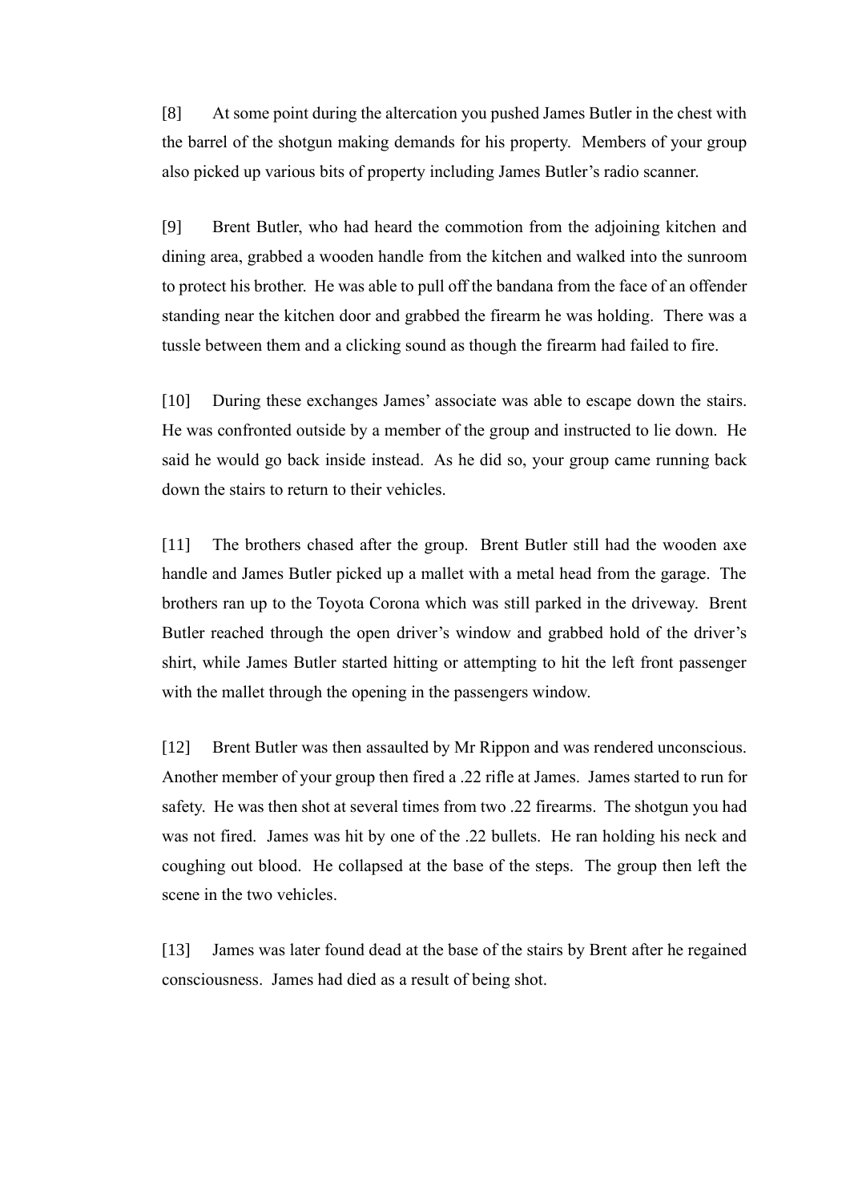[8] At some point during the altercation you pushed James Butler in the chest with the barrel of the shotgun making demands for his property. Members of your group also picked up various bits of property including James Butler's radio scanner.

[9] Brent Butler, who had heard the commotion from the adjoining kitchen and dining area, grabbed a wooden handle from the kitchen and walked into the sunroom to protect his brother. He was able to pull off the bandana from the face of an offender standing near the kitchen door and grabbed the firearm he was holding. There was a tussle between them and a clicking sound as though the firearm had failed to fire.

[10] During these exchanges James' associate was able to escape down the stairs. He was confronted outside by a member of the group and instructed to lie down. He said he would go back inside instead. As he did so, your group came running back down the stairs to return to their vehicles.

[11] The brothers chased after the group. Brent Butler still had the wooden axe handle and James Butler picked up a mallet with a metal head from the garage. The brothers ran up to the Toyota Corona which was still parked in the driveway. Brent Butler reached through the open driver's window and grabbed hold of the driver's shirt, while James Butler started hitting or attempting to hit the left front passenger with the mallet through the opening in the passengers window.

[12] Brent Butler was then assaulted by Mr Rippon and was rendered unconscious. Another member of your group then fired a .22 rifle at James. James started to run for safety. He was then shot at several times from two .22 firearms. The shotgun you had was not fired. James was hit by one of the .22 bullets. He ran holding his neck and coughing out blood. He collapsed at the base of the steps. The group then left the scene in the two vehicles.

[13] James was later found dead at the base of the stairs by Brent after he regained consciousness. James had died as a result of being shot.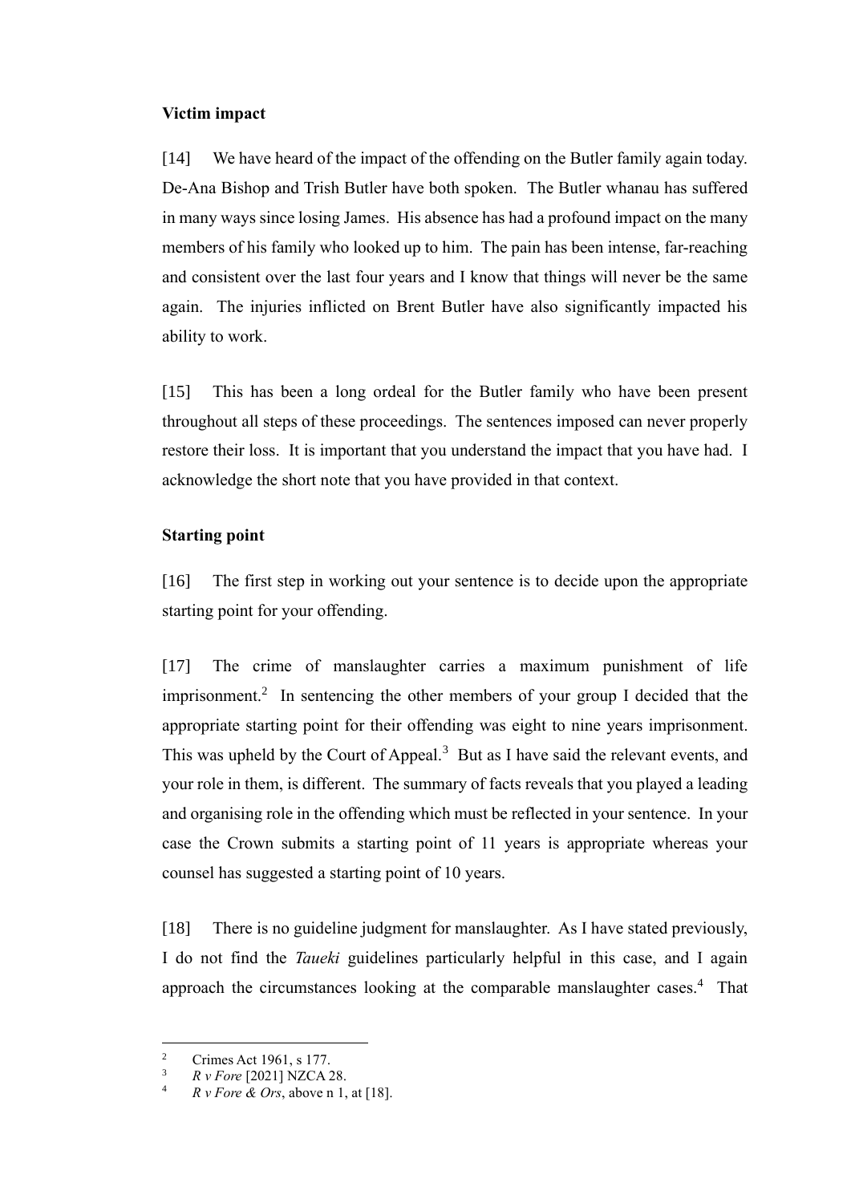**Victim impact**

[14] We have heard of the impact of the offending on the Butler family again today. De-Ana Bishop and Trish Butler have both spoken. The Butler whanau has suffered in many ways since losing James. His absence has had a profound impact on the many members of his family who looked up to him. The pain has been intense, far-reaching and consistent over the last four years and I know that things will never be the same again. The injuries inflicted on Brent Butler have also significantly impacted his ability to work.

[15] This has been a long ordeal for the Butler family who have been present throughout all steps of these proceedings. The sentences imposed can never properly restore their loss. It is important that you understand the impact that you have had. I acknowledge the short note that you have provided in that context.

**Starting point**

[16] The first step in working out your sentence is to decide upon the appropriate starting point for your offending.

[17] The crime of manslaughter carries a maximum punishment of life imprisonment.[2] In sentencing the other members of your group I decided that the appropriate starting point for their offending was eight to nine years imprisonment. This was upheld by the Court of Appeal.[3] But as I have said the relevant events, and your role in them, is different. The summary of facts reveals that you played a leading and organising role in the offending which must be reflected in your sentence. In your case the Crown submits a starting point of 11 years is appropriate whereas your counsel has suggested a starting point of 10 years.

[18] There is no guideline judgment for manslaughter. As I have stated previously, I do not find the *Taueki* guidelines particularly helpful in this case, and I again approach the circumstances looking at the comparable manslaughter cases.[4] That

---

[2] Crimes Act 1961, s 177.

[3] *R v Fore* [2021] NZCA 28.

[4] *R v Fore & Ors*, above n 1, at [18].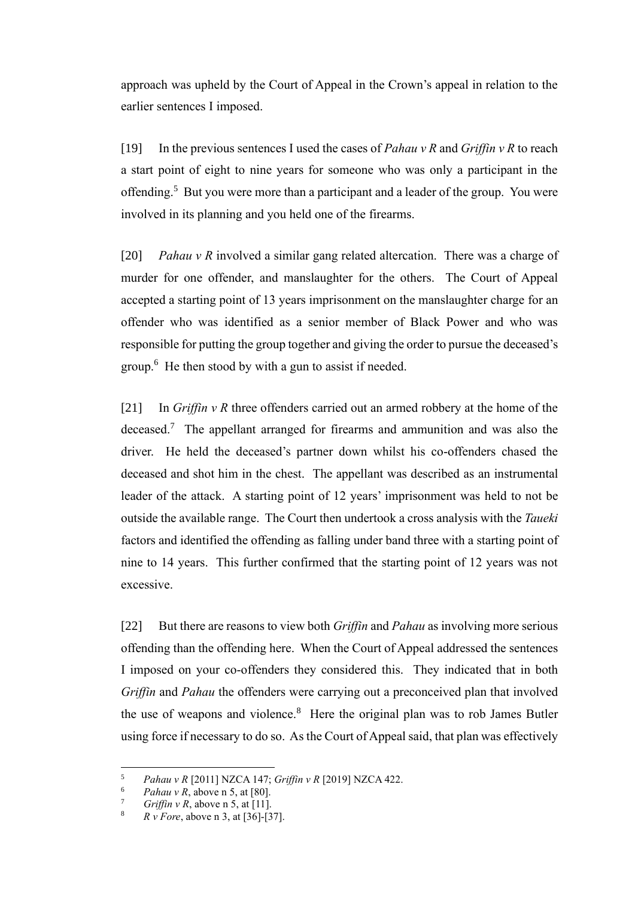approach was upheld by the Court of Appeal in the Crown's appeal in relation to the earlier sentences I imposed.

[19] In the previous sentences I used the cases of *Pahau v R* and *Griffin v R* to reach a start point of eight to nine years for someone who was only a participant in the offending.[5] But you were more than a participant and a leader of the group. You were involved in its planning and you held one of the firearms.

[20] *Pahau v R* involved a similar gang related altercation. There was a charge of murder for one offender, and manslaughter for the others. The Court of Appeal accepted a starting point of 13 years imprisonment on the manslaughter charge for an offender who was identified as a senior member of Black Power and who was responsible for putting the group together and giving the order to pursue the deceased's group.[6] He then stood by with a gun to assist if needed.

[21] In *Griffin v R* three offenders carried out an armed robbery at the home of the deceased.[7] The appellant arranged for firearms and ammunition and was also the driver. He held the deceased's partner down whilst his co-offenders chased the deceased and shot him in the chest. The appellant was described as an instrumental leader of the attack. A starting point of 12 years' imprisonment was held to not be outside the available range. The Court then undertook a cross analysis with the *Taueki* factors and identified the offending as falling under band three with a starting point of nine to 14 years. This further confirmed that the starting point of 12 years was not excessive.

[22] But there are reasons to view both *Griffin* and *Pahau* as involving more serious offending than the offending here. When the Court of Appeal addressed the sentences I imposed on your co-offenders they considered this. They indicated that in both *Griffin* and *Pahau* the offenders were carrying out a preconceived plan that involved the use of weapons and violence.[8] Here the original plan was to rob James Butler using force if necessary to do so. As the Court of Appeal said, that plan was effectively

---

[5] *Pahau v R* [2011] NZCA 147; *Griffin v R* [2019] NZCA 422.

[6] *Pahau v R*, above n 5, at [80].

[7] *Griffin v R*, above n 5, at [11].

[8] *R v Fore*, above n 3, at [36]-[37].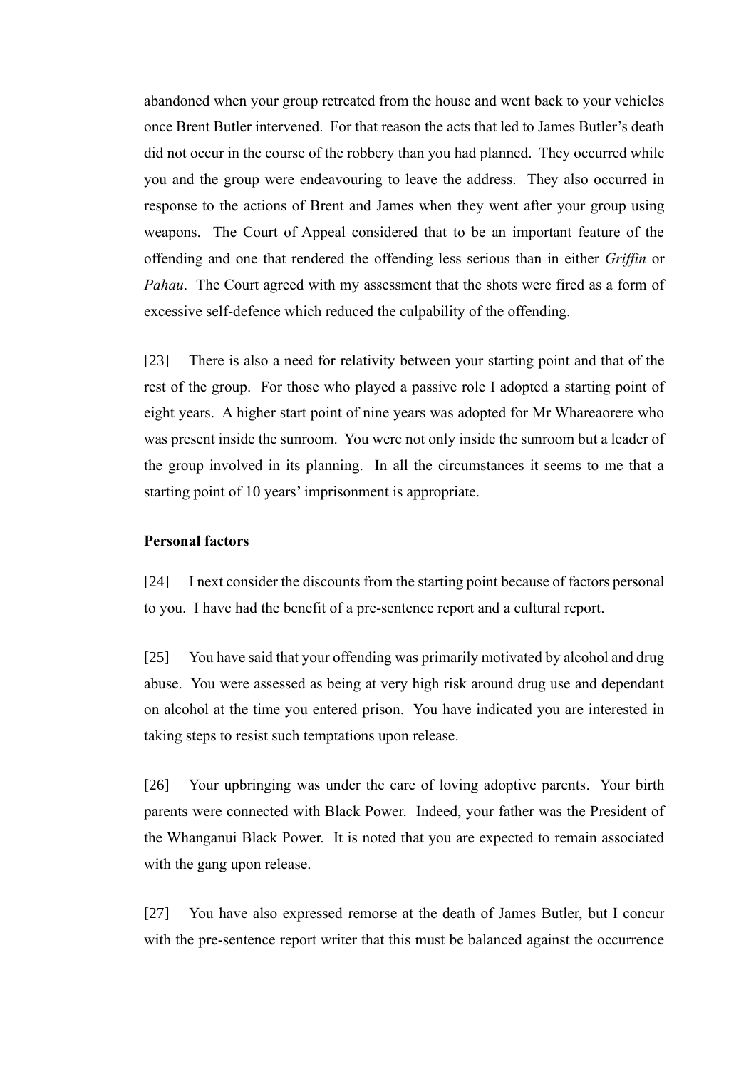abandoned when your group retreated from the house and went back to your vehicles once Brent Butler intervened. For that reason the acts that led to James Butler's death did not occur in the course of the robbery than you had planned. They occurred while you and the group were endeavouring to leave the address. They also occurred in response to the actions of Brent and James when they went after your group using weapons. The Court of Appeal considered that to be an important feature of the offending and one that rendered the offending less serious than in either *Griffin* or *Pahau*. The Court agreed with my assessment that the shots were fired as a form of excessive self-defence which reduced the culpability of the offending.

[23] There is also a need for relativity between your starting point and that of the rest of the group. For those who played a passive role I adopted a starting point of eight years. A higher start point of nine years was adopted for Mr Whareaorere who was present inside the sunroom. You were not only inside the sunroom but a leader of the group involved in its planning. In all the circumstances it seems to me that a starting point of 10 years' imprisonment is appropriate.

**Personal factors**

[24] I next consider the discounts from the starting point because of factors personal to you. I have had the benefit of a pre-sentence report and a cultural report.

[25] You have said that your offending was primarily motivated by alcohol and drug abuse. You were assessed as being at very high risk around drug use and dependant on alcohol at the time you entered prison. You have indicated you are interested in taking steps to resist such temptations upon release.

[26] Your upbringing was under the care of loving adoptive parents. Your birth parents were connected with Black Power. Indeed, your father was the President of the Whanganui Black Power. It is noted that you are expected to remain associated with the gang upon release.

[27] You have also expressed remorse at the death of James Butler, but I concur with the pre-sentence report writer that this must be balanced against the occurrence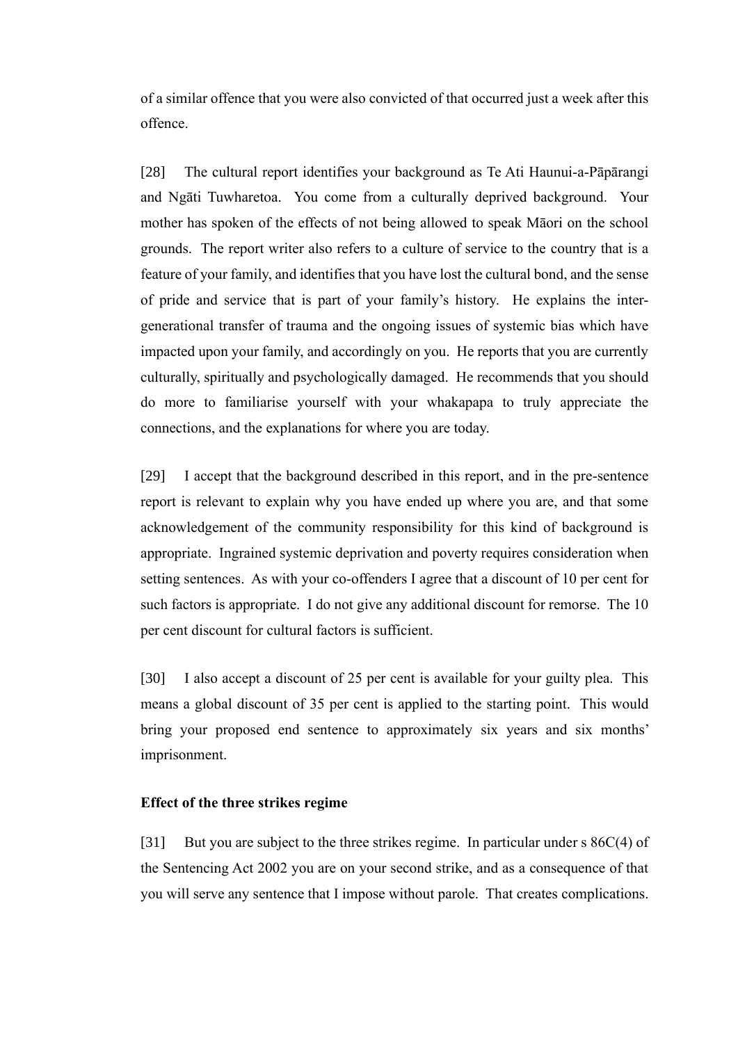of a similar offence that you were also convicted of that occurred just a week after this offence.

[28] The cultural report identifies your background as Te Ati Haunui-a-Pāpārangi and Ngāti Tuwharetoa. You come from a culturally deprived background. Your mother has spoken of the effects of not being allowed to speak Māori on the school grounds. The report writer also refers to a culture of service to the country that is a feature of your family, and identifies that you have lost the cultural bond, and the sense of pride and service that is part of your family's history. He explains the inter-generational transfer of trauma and the ongoing issues of systemic bias which have impacted upon your family, and accordingly on you. He reports that you are currently culturally, spiritually and psychologically damaged. He recommends that you should do more to familiarise yourself with your whakapapa to truly appreciate the connections, and the explanations for where you are today.

[29] I accept that the background described in this report, and in the pre-sentence report is relevant to explain why you have ended up where you are, and that some acknowledgement of the community responsibility for this kind of background is appropriate. Ingrained systemic deprivation and poverty requires consideration when setting sentences. As with your co-offenders I agree that a discount of 10 per cent for such factors is appropriate. I do not give any additional discount for remorse. The 10 per cent discount for cultural factors is sufficient.

[30] I also accept a discount of 25 per cent is available for your guilty plea. This means a global discount of 35 per cent is applied to the starting point. This would bring your proposed end sentence to approximately six years and six months' imprisonment.

**Effect of the three strikes regime**

[31] But you are subject to the three strikes regime. In particular under s 86C(4) of the Sentencing Act 2002 you are on your second strike, and as a consequence of that you will serve any sentence that I impose without parole. That creates complications.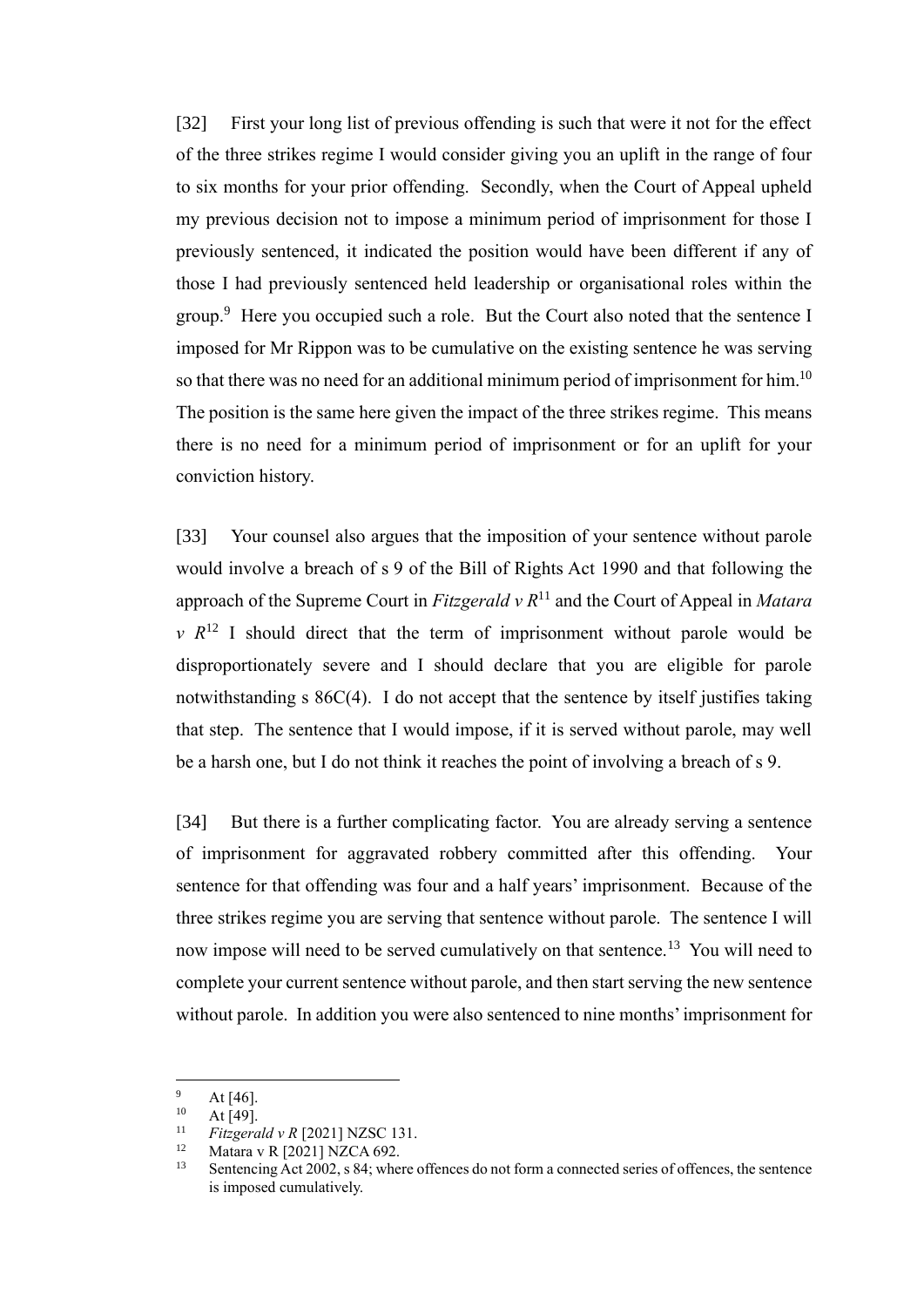[32] First your long list of previous offending is such that were it not for the effect of the three strikes regime I would consider giving you an uplift in the range of four to six months for your prior offending. Secondly, when the Court of Appeal upheld my previous decision not to impose a minimum period of imprisonment for those I previously sentenced, it indicated the position would have been different if any of those I had previously sentenced held leadership or organisational roles within the group.[9] Here you occupied such a role. But the Court also noted that the sentence I imposed for Mr Rippon was to be cumulative on the existing sentence he was serving so that there was no need for an additional minimum period of imprisonment for him.[10] The position is the same here given the impact of the three strikes regime. This means there is no need for a minimum period of imprisonment or for an uplift for your conviction history.

[33] Your counsel also argues that the imposition of your sentence without parole would involve a breach of s 9 of the Bill of Rights Act 1990 and that following the approach of the Supreme Court in *Fitzgerald v R*[11] and the Court of Appeal in *Matara v R*[12] I should direct that the term of imprisonment without parole would be disproportionately severe and I should declare that you are eligible for parole notwithstanding s 86C(4). I do not accept that the sentence by itself justifies taking that step. The sentence that I would impose, if it is served without parole, may well be a harsh one, but I do not think it reaches the point of involving a breach of s 9.

[34] But there is a further complicating factor. You are already serving a sentence of imprisonment for aggravated robbery committed after this offending. Your sentence for that offending was four and a half years' imprisonment. Because of the three strikes regime you are serving that sentence without parole. The sentence I will now impose will need to be served cumulatively on that sentence.[13] You will need to complete your current sentence without parole, and then start serving the new sentence without parole. In addition you were also sentenced to nine months' imprisonment for

---

[9] At [46].

[10] At [49].

[11] *Fitzgerald v R* [2021] NZSC 131.

[12] Matara v R [2021] NZCA 692.

[13] Sentencing Act 2002, s 84; where offences do not form a connected series of offences, the sentence is imposed cumulatively.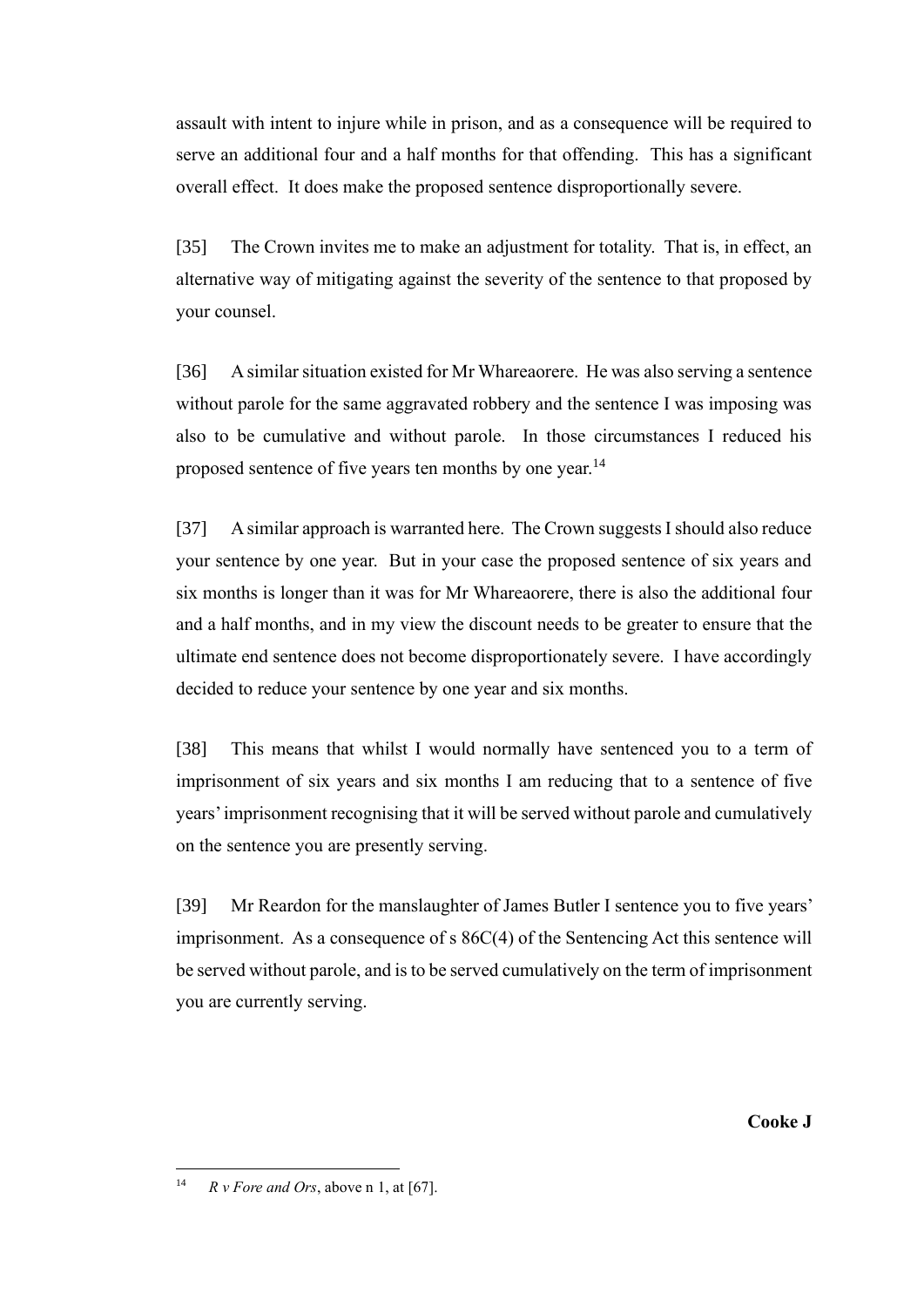assault with intent to injure while in prison, and as a consequence will be required to serve an additional four and a half months for that offending. This has a significant overall effect. It does make the proposed sentence disproportionally severe.

[35] The Crown invites me to make an adjustment for totality. That is, in effect, an alternative way of mitigating against the severity of the sentence to that proposed by your counsel.

[36] A similar situation existed for Mr Whareaorere. He was also serving a sentence without parole for the same aggravated robbery and the sentence I was imposing was also to be cumulative and without parole. In those circumstances I reduced his proposed sentence of five years ten months by one year.[14]

[37] A similar approach is warranted here. The Crown suggests I should also reduce your sentence by one year. But in your case the proposed sentence of six years and six months is longer than it was for Mr Whareaorere, there is also the additional four and a half months, and in my view the discount needs to be greater to ensure that the ultimate end sentence does not become disproportionately severe. I have accordingly decided to reduce your sentence by one year and six months.

[38] This means that whilst I would normally have sentenced you to a term of imprisonment of six years and six months I am reducing that to a sentence of five years' imprisonment recognising that it will be served without parole and cumulatively on the sentence you are presently serving.

[39] Mr Reardon for the manslaughter of James Butler I sentence you to five years' imprisonment. As a consequence of s 86C(4) of the Sentencing Act this sentence will be served without parole, and is to be served cumulatively on the term of imprisonment you are currently serving.

**Cooke J**

---

[14] *R v Fore and Ors*, above n 1, at [67].